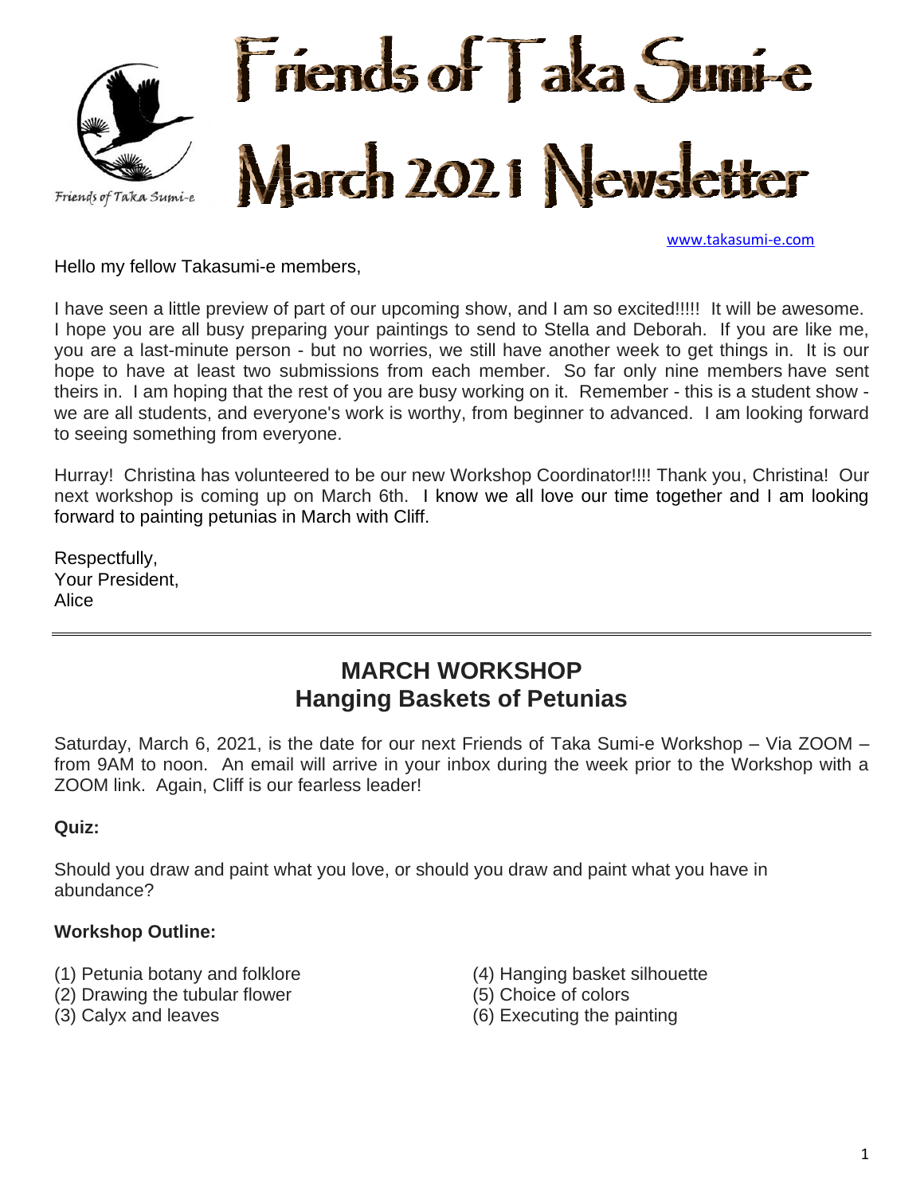# Friends of Taka Sumi-e March 2021 Newsletter

Friends of Taka Sumi-e

www.takasumi-e.com

Hello my fellow Takasumi-e members,

I have seen a little preview of part of our upcoming show, and I am so excited!!!!! It will be awesome. I hope you are all busy preparing your paintings to send to Stella and Deborah. If you are like me, you are a last-minute person - but no worries, we still have another week to get things in. It is our hope to have at least two submissions from each member. So far only nine members have sent theirs in. I am hoping that the rest of you are busy working on it. Remember - this is a student show - we are all students, and everyone's work is worthy, from beginner to advanced. I am looking forward to seeing something from everyone.

Hurray! Christina has volunteered to be our new Workshop Coordinator!!!! Thank you, Christina! Our next workshop is coming up on March 6th. I know we all love our time together and I am looking forward to painting petunias in March with Cliff.

Respectfully,
Your President,
Alice

---

## MARCH WORKSHOP
## Hanging Baskets of Petunias

Saturday, March 6, 2021, is the date for our next Friends of Taka Sumi-e Workshop – Via ZOOM – from 9AM to noon. An email will arrive in your inbox during the week prior to the Workshop with a ZOOM link. Again, Cliff is our fearless leader!

**Quiz:**

Should you draw and paint what you love, or should you draw and paint what you have in abundance?

**Workshop Outline:**

(1) Petunia botany and folklore
(2) Drawing the tubular flower
(3) Calyx and leaves
(4) Hanging basket silhouette
(5) Choice of colors
(6) Executing the painting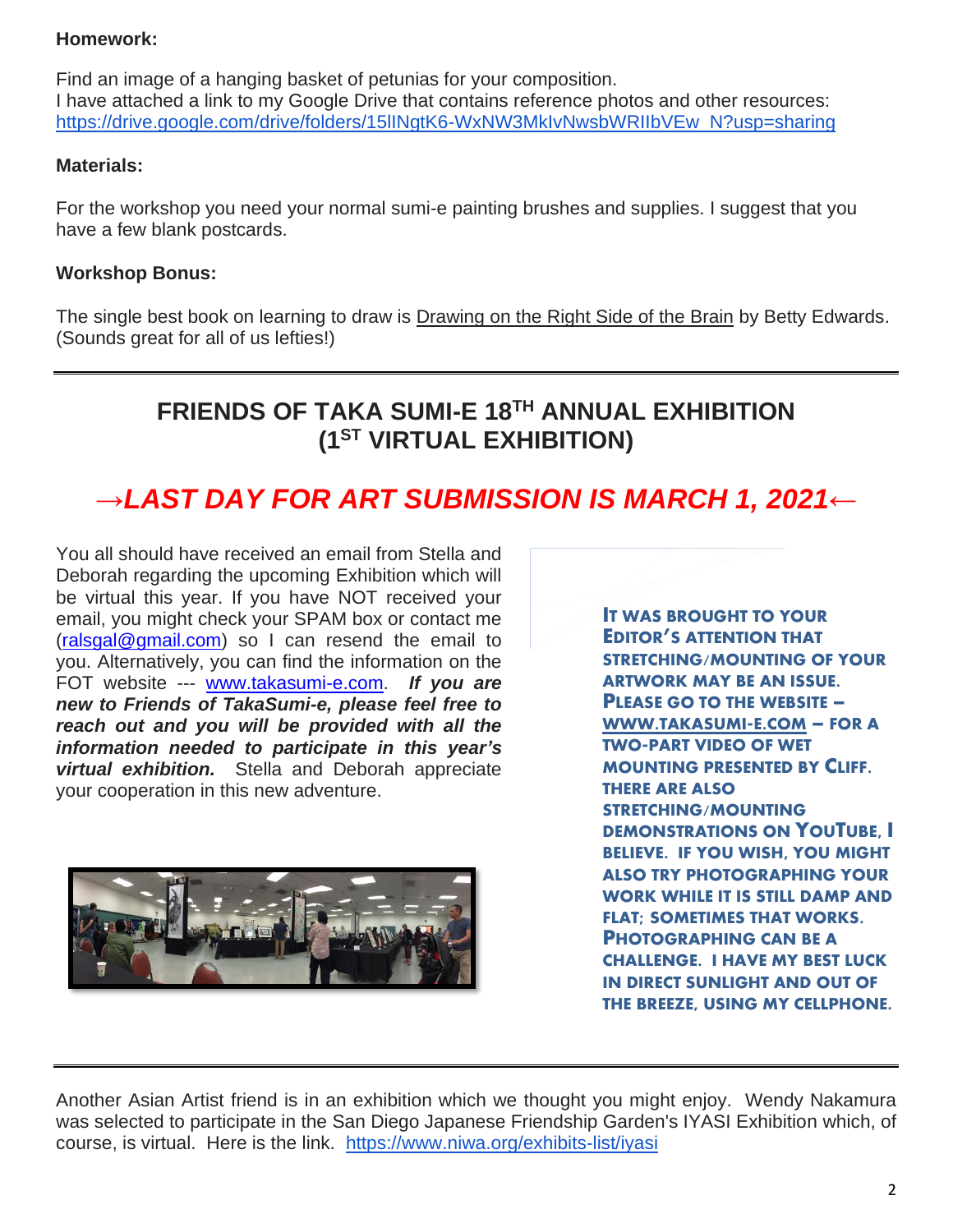**Homework:**

Find an image of a hanging basket of petunias for your composition.
I have attached a link to my Google Drive that contains reference photos and other resources:
https://drive.google.com/drive/folders/15lINgtK6-WxNW3MkIvNwsbWRIIbVEw_N?usp=sharing

**Materials:**

For the workshop you need your normal sumi-e painting brushes and supplies. I suggest that you have a few blank postcards.

**Workshop Bonus:**

The single best book on learning to draw is Drawing on the Right Side of the Brain by Betty Edwards. (Sounds great for all of us lefties!)

---

## FRIENDS OF TAKA SUMI-E 18TH ANNUAL EXHIBITION (1ST VIRTUAL EXHIBITION)

## *→LAST DAY FOR ART SUBMISSION IS MARCH 1, 2021←*

You all should have received an email from Stella and Deborah regarding the upcoming Exhibition which will be virtual this year. If you have NOT received your email, you might check your SPAM box or contact me (ralsgal@gmail.com) so I can resend the email to you. Alternatively, you can find the information on the FOT website --- www.takasumi-e.com. ***If you are new to Friends of TakaSumi-e, please feel free to reach out and you will be provided with all the information needed to participate in this year's virtual exhibition.*** Stella and Deborah appreciate your cooperation in this new adventure.

**IT WAS BROUGHT TO YOUR EDITOR'S ATTENTION THAT STRETCHING/MOUNTING OF YOUR ARTWORK MAY BE AN ISSUE. PLEASE GO TO THE WEBSITE – WWW.TAKASUMI-E.COM – FOR A TWO-PART VIDEO OF WET MOUNTING PRESENTED BY CLIFF. THERE ARE ALSO STRETCHING/MOUNTING DEMONSTRATIONS ON YOUTUBE, I BELIEVE. IF YOU WISH, YOU MIGHT ALSO TRY PHOTOGRAPHING YOUR WORK WHILE IT IS STILL DAMP AND FLAT; SOMETIMES THAT WORKS. PHOTOGRAPHING CAN BE A CHALLENGE. I HAVE MY BEST LUCK IN DIRECT SUNLIGHT AND OUT OF THE BREEZE, USING MY CELLPHONE.**

---

Another Asian Artist friend is in an exhibition which we thought you might enjoy. Wendy Nakamura was selected to participate in the San Diego Japanese Friendship Garden's IYASI Exhibition which, of course, is virtual. Here is the link. https://www.niwa.org/exhibits-list/iyasi